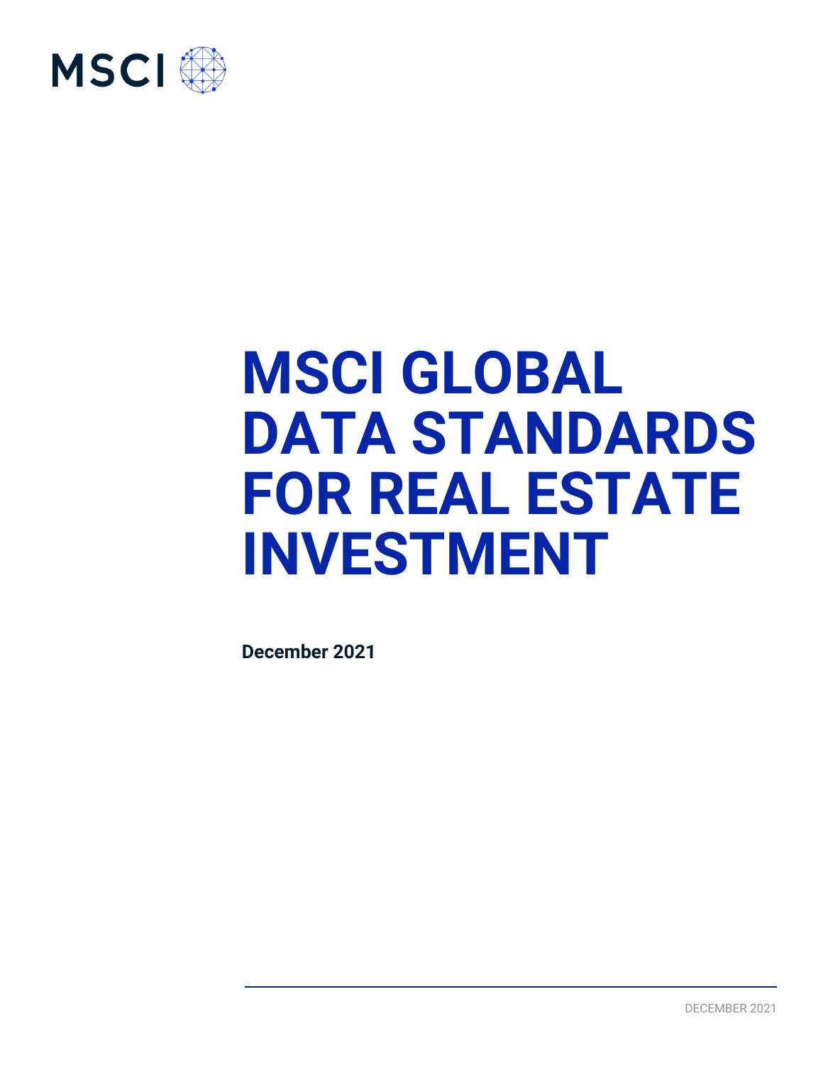MSCI

# MSCI GLOBAL DATA STANDARDS FOR REAL ESTATE INVESTMENT

**December 2021**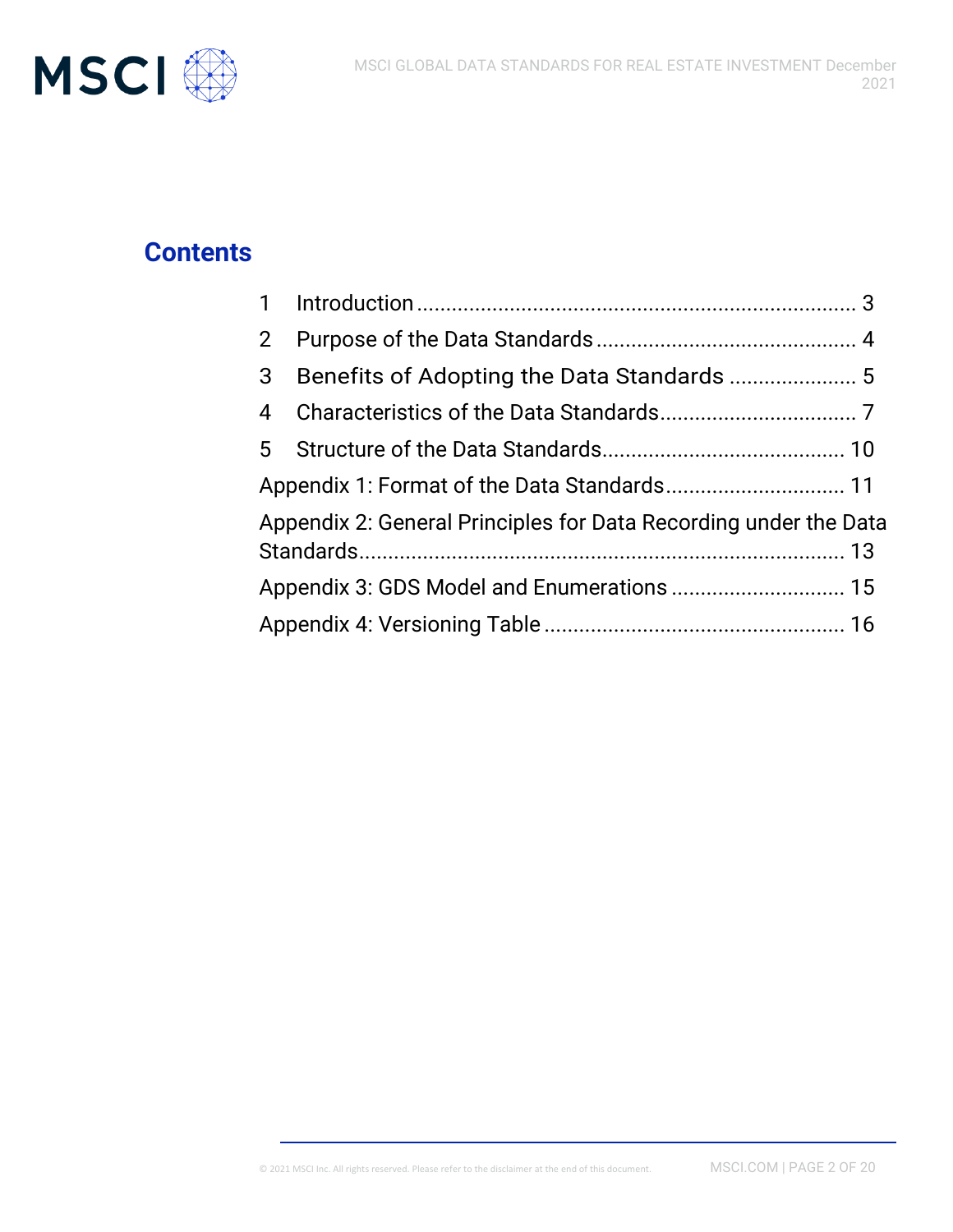## Contents

1 Introduction ........................................................................ 3

2 Purpose of the Data Standards ............................................ 4

3 Benefits of Adopting the Data Standards ..................... 5

4 Characteristics of the Data Standards................................. 7

5 Structure of the Data Standards......................................... 10

Appendix 1: Format of the Data Standards.............................. 11

Appendix 2: General Principles for Data Recording under the Data Standards.................................................................................. 13

Appendix 3: GDS Model and Enumerations ............................. 15

Appendix 4: Versioning Table ................................................... 16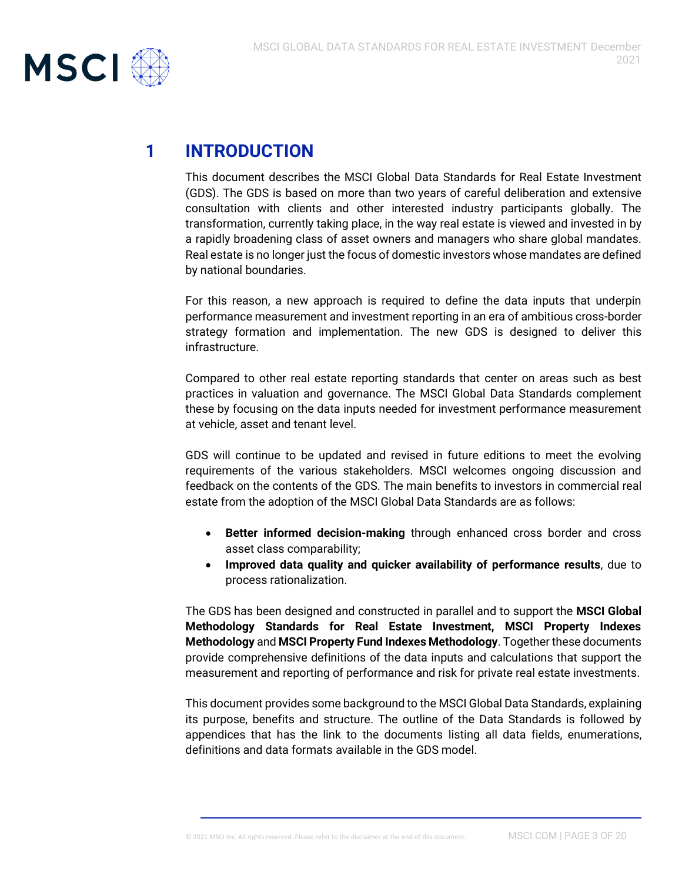# 1 INTRODUCTION

This document describes the MSCI Global Data Standards for Real Estate Investment (GDS). The GDS is based on more than two years of careful deliberation and extensive consultation with clients and other interested industry participants globally. The transformation, currently taking place, in the way real estate is viewed and invested in by a rapidly broadening class of asset owners and managers who share global mandates. Real estate is no longer just the focus of domestic investors whose mandates are defined by national boundaries.

For this reason, a new approach is required to define the data inputs that underpin performance measurement and investment reporting in an era of ambitious cross-border strategy formation and implementation. The new GDS is designed to deliver this infrastructure.

Compared to other real estate reporting standards that center on areas such as best practices in valuation and governance. The MSCI Global Data Standards complement these by focusing on the data inputs needed for investment performance measurement at vehicle, asset and tenant level.

GDS will continue to be updated and revised in future editions to meet the evolving requirements of the various stakeholders. MSCI welcomes ongoing discussion and feedback on the contents of the GDS. The main benefits to investors in commercial real estate from the adoption of the MSCI Global Data Standards are as follows:

- **Better informed decision-making** through enhanced cross border and cross asset class comparability;
- **Improved data quality and quicker availability of performance results**, due to process rationalization.

The GDS has been designed and constructed in parallel and to support the **MSCI Global Methodology Standards for Real Estate Investment, MSCI Property Indexes Methodology** and **MSCI Property Fund Indexes Methodology**. Together these documents provide comprehensive definitions of the data inputs and calculations that support the measurement and reporting of performance and risk for private real estate investments.

This document provides some background to the MSCI Global Data Standards, explaining its purpose, benefits and structure. The outline of the Data Standards is followed by appendices that has the link to the documents listing all data fields, enumerations, definitions and data formats available in the GDS model.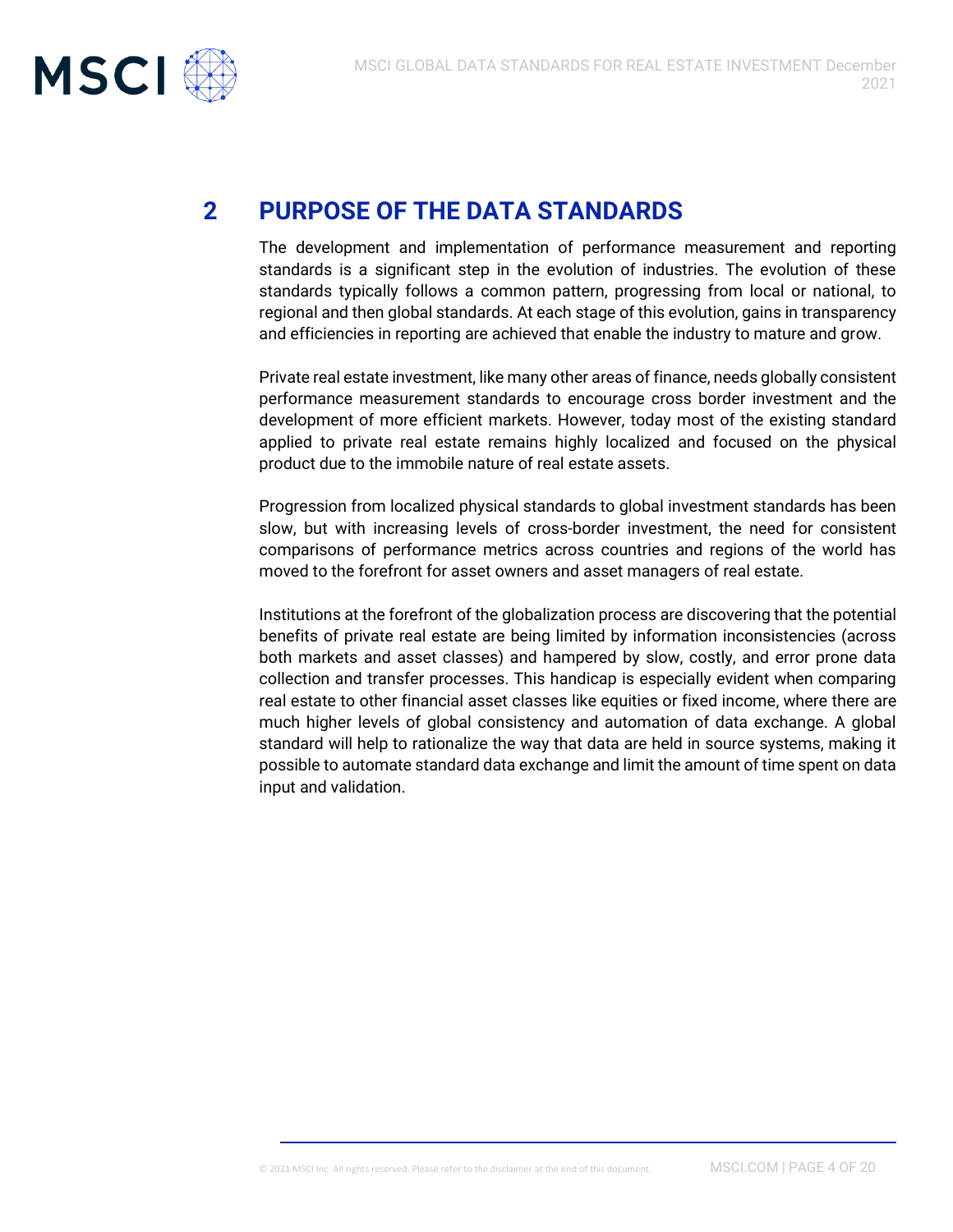# 2 PURPOSE OF THE DATA STANDARDS

The development and implementation of performance measurement and reporting standards is a significant step in the evolution of industries. The evolution of these standards typically follows a common pattern, progressing from local or national, to regional and then global standards. At each stage of this evolution, gains in transparency and efficiencies in reporting are achieved that enable the industry to mature and grow.

Private real estate investment, like many other areas of finance, needs globally consistent performance measurement standards to encourage cross border investment and the development of more efficient markets. However, today most of the existing standard applied to private real estate remains highly localized and focused on the physical product due to the immobile nature of real estate assets.

Progression from localized physical standards to global investment standards has been slow, but with increasing levels of cross-border investment, the need for consistent comparisons of performance metrics across countries and regions of the world has moved to the forefront for asset owners and asset managers of real estate.

Institutions at the forefront of the globalization process are discovering that the potential benefits of private real estate are being limited by information inconsistencies (across both markets and asset classes) and hampered by slow, costly, and error prone data collection and transfer processes. This handicap is especially evident when comparing real estate to other financial asset classes like equities or fixed income, where there are much higher levels of global consistency and automation of data exchange. A global standard will help to rationalize the way that data are held in source systems, making it possible to automate standard data exchange and limit the amount of time spent on data input and validation.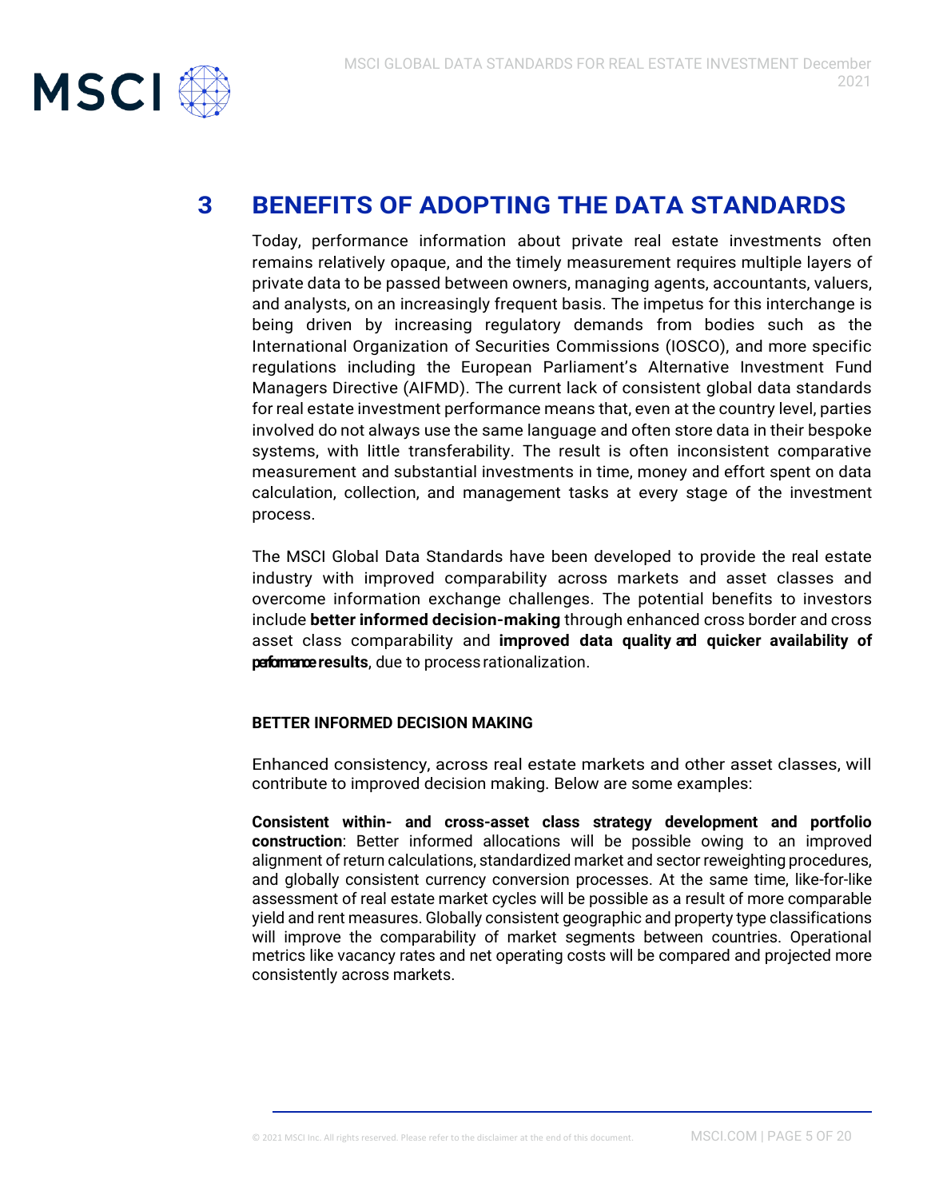# 3 BENEFITS OF ADOPTING THE DATA STANDARDS

Today, performance information about private real estate investments often remains relatively opaque, and the timely measurement requires multiple layers of private data to be passed between owners, managing agents, accountants, valuers, and analysts, on an increasingly frequent basis. The impetus for this interchange is being driven by increasing regulatory demands from bodies such as the International Organization of Securities Commissions (IOSCO), and more specific regulations including the European Parliament's Alternative Investment Fund Managers Directive (AIFMD). The current lack of consistent global data standards for real estate investment performance means that, even at the country level, parties involved do not always use the same language and often store data in their bespoke systems, with little transferability. The result is often inconsistent comparative measurement and substantial investments in time, money and effort spent on data calculation, collection, and management tasks at every stage of the investment process.

The MSCI Global Data Standards have been developed to provide the real estate industry with improved comparability across markets and asset classes and overcome information exchange challenges. The potential benefits to investors include **better informed decision-making** through enhanced cross border and cross asset class comparability and **improved data quality and quicker availability of performance results**, due to process rationalization.

**BETTER INFORMED DECISION MAKING**

Enhanced consistency, across real estate markets and other asset classes, will contribute to improved decision making. Below are some examples:

**Consistent within- and cross-asset class strategy development and portfolio construction**: Better informed allocations will be possible owing to an improved alignment of return calculations, standardized market and sector reweighting procedures, and globally consistent currency conversion processes. At the same time, like-for-like assessment of real estate market cycles will be possible as a result of more comparable yield and rent measures. Globally consistent geographic and property type classifications will improve the comparability of market segments between countries. Operational metrics like vacancy rates and net operating costs will be compared and projected more consistently across markets.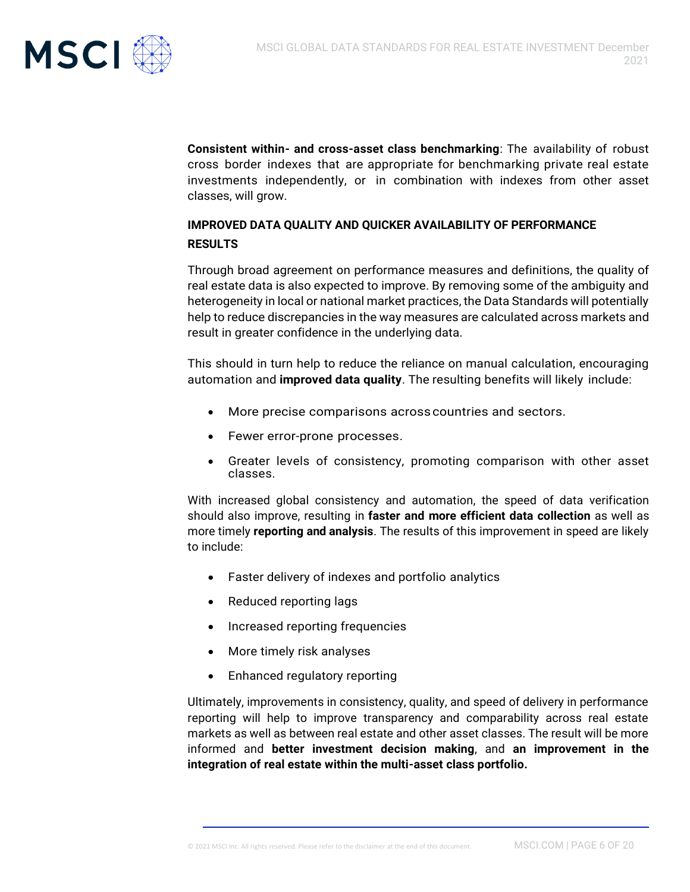**Consistent within- and cross-asset class benchmarking**: The availability of robust cross border indexes that are appropriate for benchmarking private real estate investments independently, or in combination with indexes from other asset classes, will grow.

### IMPROVED DATA QUALITY AND QUICKER AVAILABILITY OF PERFORMANCE RESULTS

Through broad agreement on performance measures and definitions, the quality of real estate data is also expected to improve. By removing some of the ambiguity and heterogeneity in local or national market practices, the Data Standards will potentially help to reduce discrepancies in the way measures are calculated across markets and result in greater confidence in the underlying data.

This should in turn help to reduce the reliance on manual calculation, encouraging automation and **improved data quality**. The resulting benefits will likely include:

- More precise comparisons across countries and sectors.
- Fewer error-prone processes.
- Greater levels of consistency, promoting comparison with other asset classes.

With increased global consistency and automation, the speed of data verification should also improve, resulting in **faster and more efficient data collection** as well as more timely **reporting and analysis**. The results of this improvement in speed are likely to include:

- Faster delivery of indexes and portfolio analytics
- Reduced reporting lags
- Increased reporting frequencies
- More timely risk analyses
- Enhanced regulatory reporting

Ultimately, improvements in consistency, quality, and speed of delivery in performance reporting will help to improve transparency and comparability across real estate markets as well as between real estate and other asset classes. The result will be more informed and **better investment decision making**, and **an improvement in the integration of real estate within the multi-asset class portfolio.**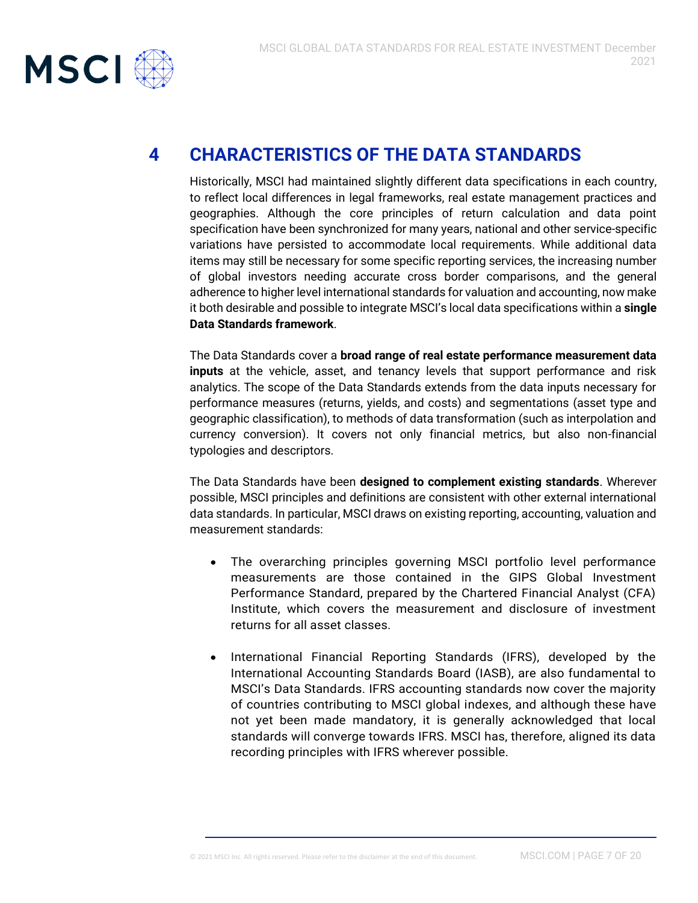# 4 CHARACTERISTICS OF THE DATA STANDARDS

Historically, MSCI had maintained slightly different data specifications in each country, to reflect local differences in legal frameworks, real estate management practices and geographies. Although the core principles of return calculation and data point specification have been synchronized for many years, national and other service-specific variations have persisted to accommodate local requirements. While additional data items may still be necessary for some specific reporting services, the increasing number of global investors needing accurate cross border comparisons, and the general adherence to higher level international standards for valuation and accounting, now make it both desirable and possible to integrate MSCI's local data specifications within a **single Data Standards framework**.

The Data Standards cover a **broad range of real estate performance measurement data inputs** at the vehicle, asset, and tenancy levels that support performance and risk analytics. The scope of the Data Standards extends from the data inputs necessary for performance measures (returns, yields, and costs) and segmentations (asset type and geographic classification), to methods of data transformation (such as interpolation and currency conversion). It covers not only financial metrics, but also non-financial typologies and descriptors.

The Data Standards have been **designed to complement existing standards**. Wherever possible, MSCI principles and definitions are consistent with other external international data standards. In particular, MSCI draws on existing reporting, accounting, valuation and measurement standards:

- The overarching principles governing MSCI portfolio level performance measurements are those contained in the GIPS Global Investment Performance Standard, prepared by the Chartered Financial Analyst (CFA) Institute, which covers the measurement and disclosure of investment returns for all asset classes.

- International Financial Reporting Standards (IFRS), developed by the International Accounting Standards Board (IASB), are also fundamental to MSCI's Data Standards. IFRS accounting standards now cover the majority of countries contributing to MSCI global indexes, and although these have not yet been made mandatory, it is generally acknowledged that local standards will converge towards IFRS. MSCI has, therefore, aligned its data recording principles with IFRS wherever possible.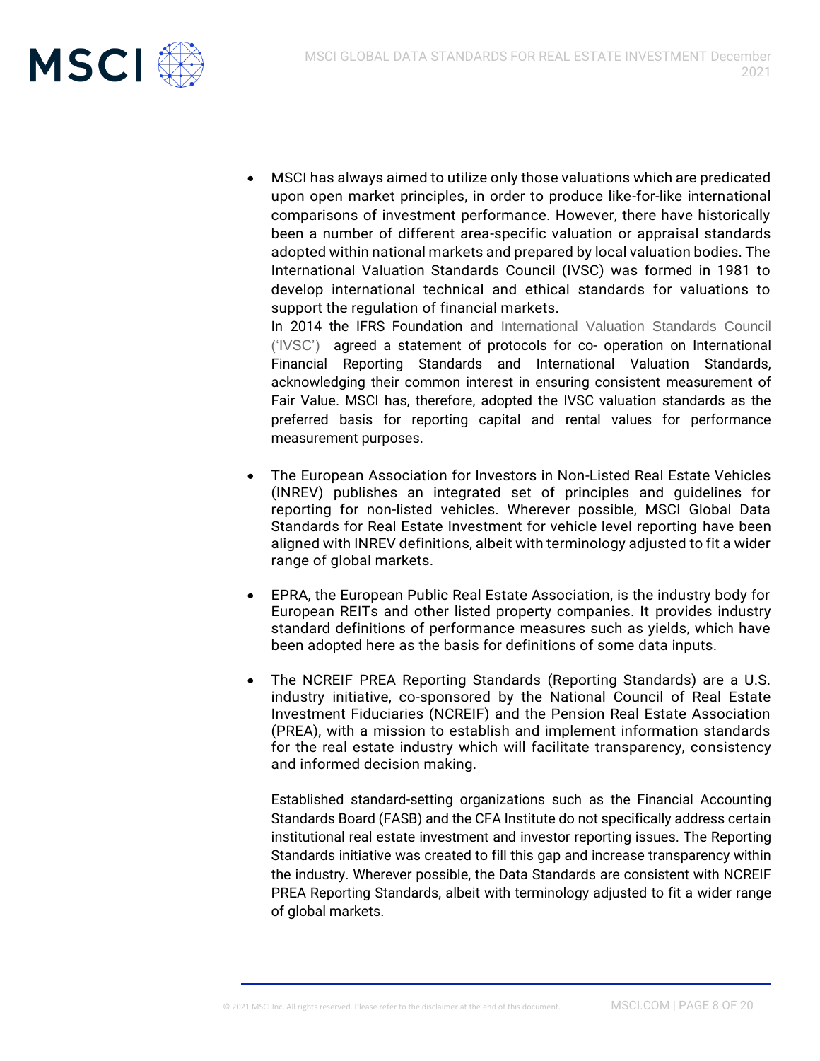- MSCI has always aimed to utilize only those valuations which are predicated upon open market principles, in order to produce like-for-like international comparisons of investment performance. However, there have historically been a number of different area-specific valuation or appraisal standards adopted within national markets and prepared by local valuation bodies. The International Valuation Standards Council (IVSC) was formed in 1981 to develop international technical and ethical standards for valuations to support the regulation of financial markets.

  In 2014 the IFRS Foundation and International Valuation Standards Council ('IVSC') agreed a statement of protocols for co- operation on International Financial Reporting Standards and International Valuation Standards, acknowledging their common interest in ensuring consistent measurement of Fair Value. MSCI has, therefore, adopted the IVSC valuation standards as the preferred basis for reporting capital and rental values for performance measurement purposes.

- The European Association for Investors in Non-Listed Real Estate Vehicles (INREV) publishes an integrated set of principles and guidelines for reporting for non-listed vehicles. Wherever possible, MSCI Global Data Standards for Real Estate Investment for vehicle level reporting have been aligned with INREV definitions, albeit with terminology adjusted to fit a wider range of global markets.

- EPRA, the European Public Real Estate Association, is the industry body for European REITs and other listed property companies. It provides industry standard definitions of performance measures such as yields, which have been adopted here as the basis for definitions of some data inputs.

- The NCREIF PREA Reporting Standards (Reporting Standards) are a U.S. industry initiative, co-sponsored by the National Council of Real Estate Investment Fiduciaries (NCREIF) and the Pension Real Estate Association (PREA), with a mission to establish and implement information standards for the real estate industry which will facilitate transparency, consistency and informed decision making.

  Established standard-setting organizations such as the Financial Accounting Standards Board (FASB) and the CFA Institute do not specifically address certain institutional real estate investment and investor reporting issues. The Reporting Standards initiative was created to fill this gap and increase transparency within the industry. Wherever possible, the Data Standards are consistent with NCREIF PREA Reporting Standards, albeit with terminology adjusted to fit a wider range of global markets.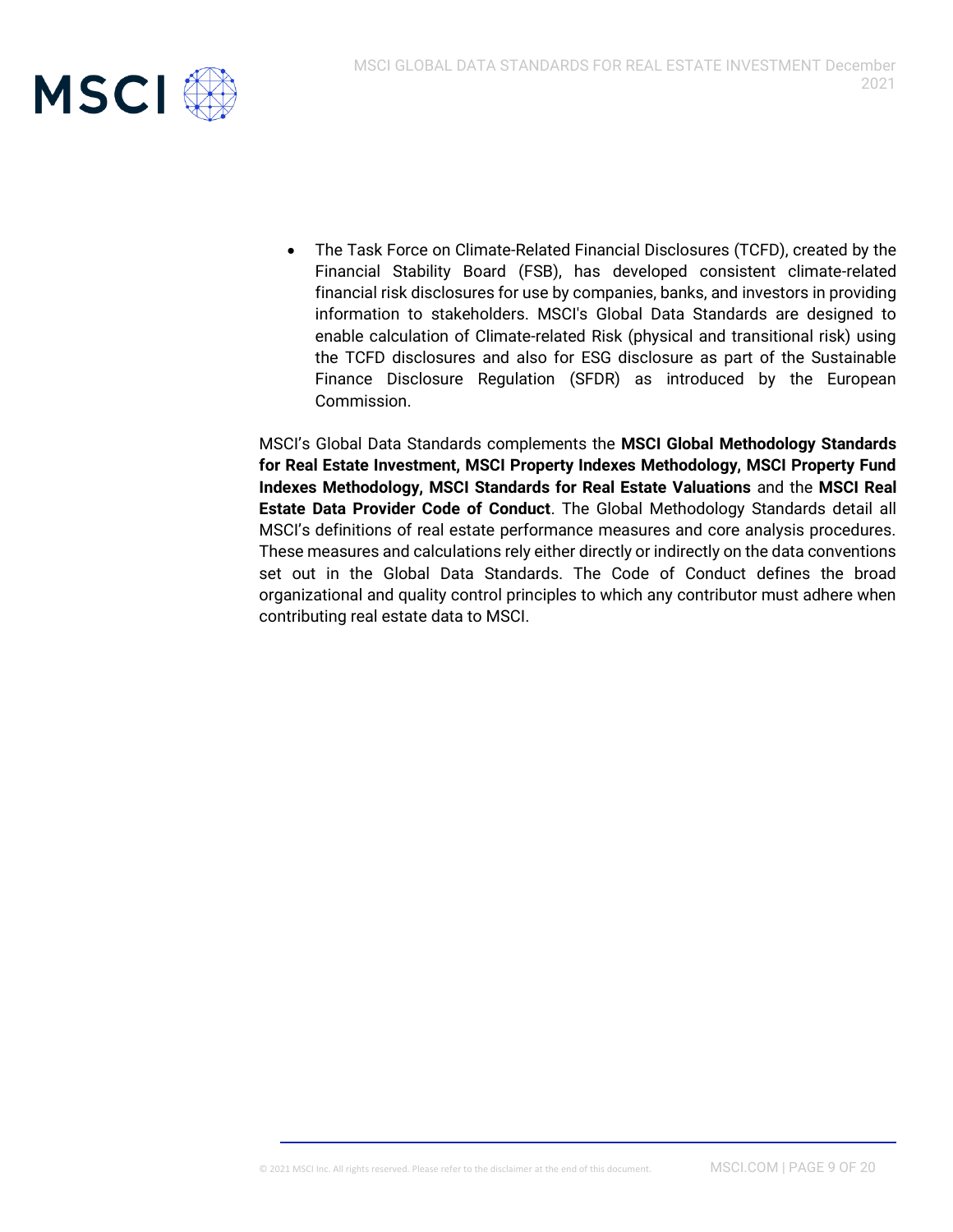- The Task Force on Climate-Related Financial Disclosures (TCFD), created by the Financial Stability Board (FSB), has developed consistent climate-related financial risk disclosures for use by companies, banks, and investors in providing information to stakeholders. MSCI's Global Data Standards are designed to enable calculation of Climate-related Risk (physical and transitional risk) using the TCFD disclosures and also for ESG disclosure as part of the Sustainable Finance Disclosure Regulation (SFDR) as introduced by the European Commission.

MSCI's Global Data Standards complements the **MSCI Global Methodology Standards for Real Estate Investment, MSCI Property Indexes Methodology, MSCI Property Fund Indexes Methodology, MSCI Standards for Real Estate Valuations** and the **MSCI Real Estate Data Provider Code of Conduct**. The Global Methodology Standards detail all MSCI's definitions of real estate performance measures and core analysis procedures. These measures and calculations rely either directly or indirectly on the data conventions set out in the Global Data Standards. The Code of Conduct defines the broad organizational and quality control principles to which any contributor must adhere when contributing real estate data to MSCI.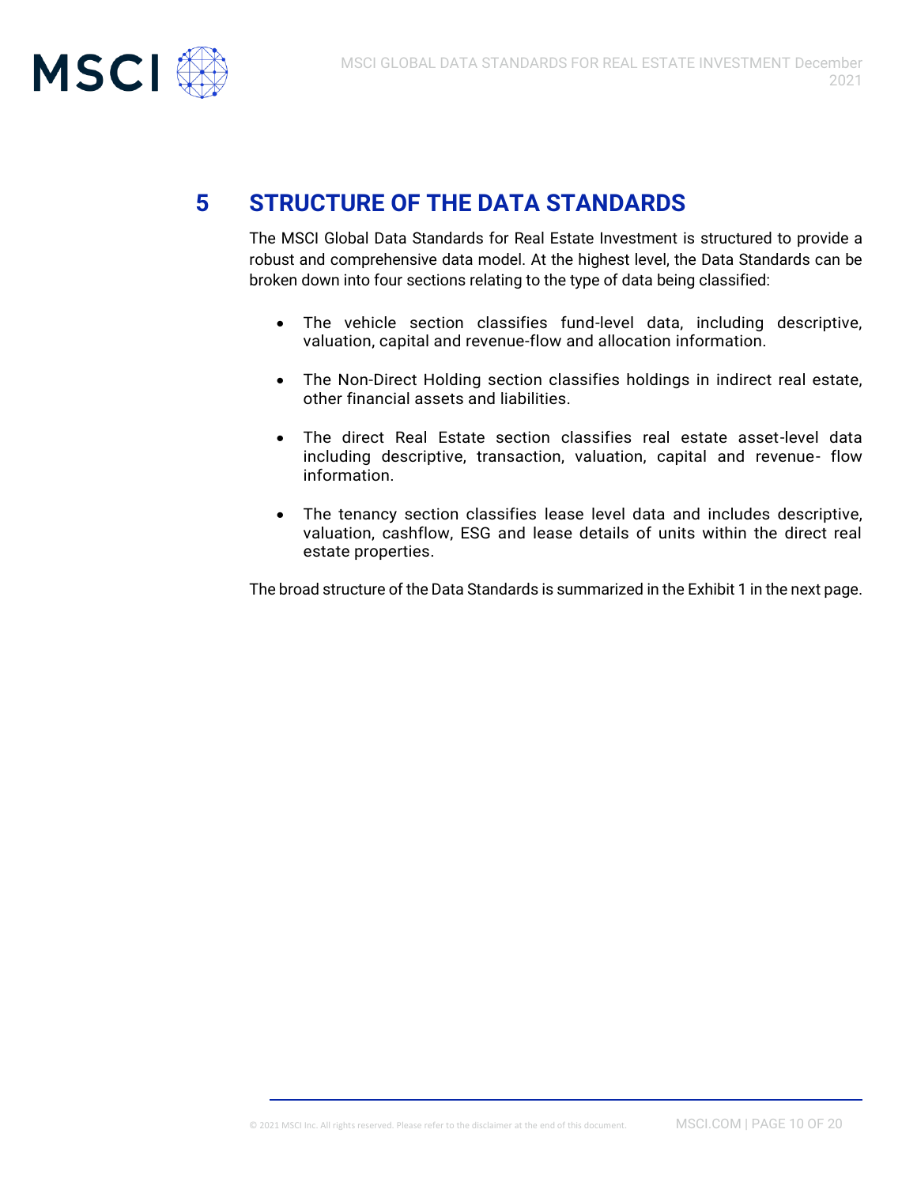# 5 STRUCTURE OF THE DATA STANDARDS

The MSCI Global Data Standards for Real Estate Investment is structured to provide a robust and comprehensive data model. At the highest level, the Data Standards can be broken down into four sections relating to the type of data being classified:

- The vehicle section classifies fund-level data, including descriptive, valuation, capital and revenue-flow and allocation information.
- The Non-Direct Holding section classifies holdings in indirect real estate, other financial assets and liabilities.
- The direct Real Estate section classifies real estate asset-level data including descriptive, transaction, valuation, capital and revenue- flow information.
- The tenancy section classifies lease level data and includes descriptive, valuation, cashflow, ESG and lease details of units within the direct real estate properties.

The broad structure of the Data Standards is summarized in the Exhibit 1 in the next page.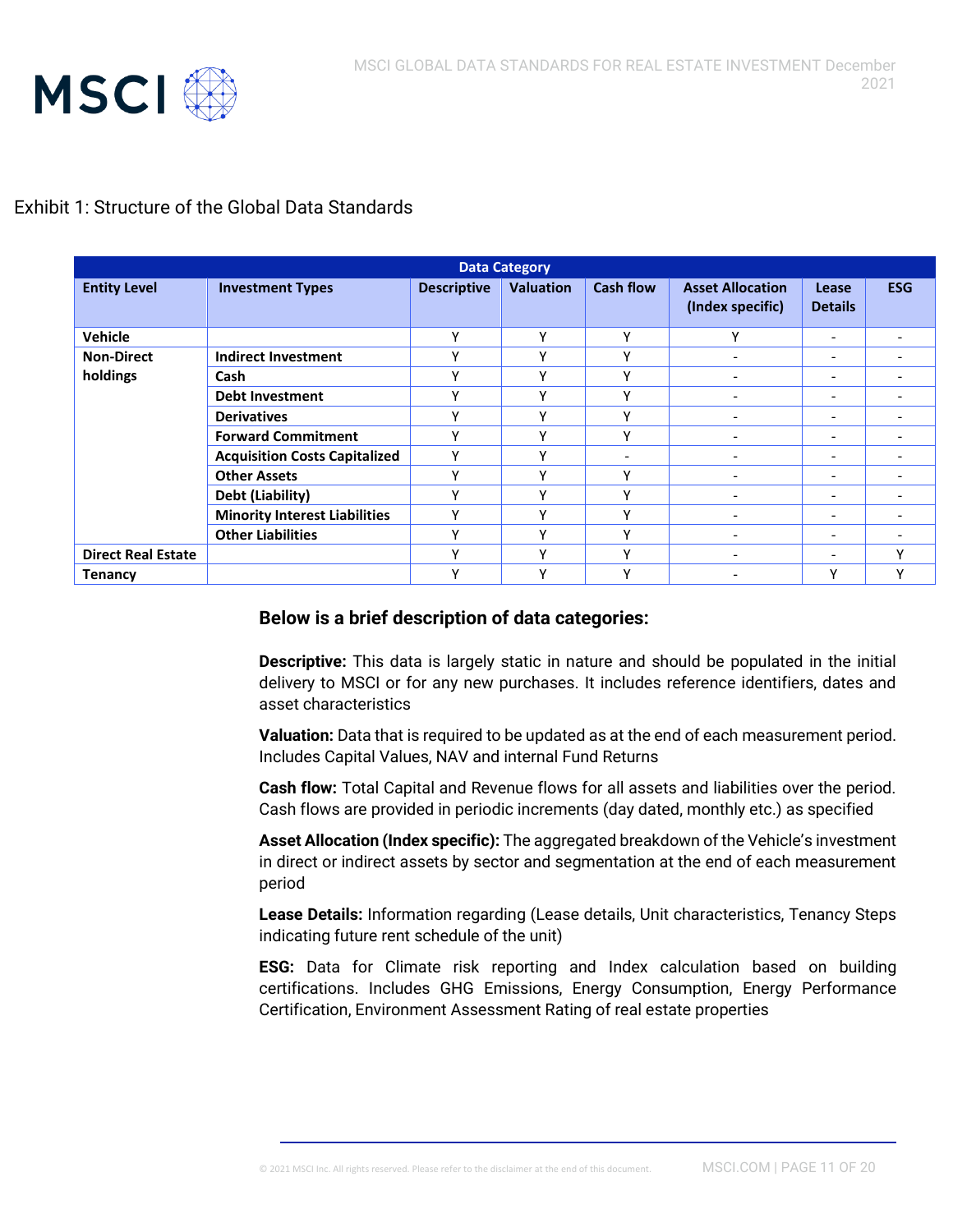Exhibit 1: Structure of the Global Data Standards

| Entity Level | Investment Types | Data Category | | | | | |
|---|---|---|---|---|---|---|---|
| | | Descriptive | Valuation | Cash flow | Asset Allocation (Index specific) | Lease Details | ESG |
| Vehicle | | Y | Y | Y | Y | - | - |
| Non-Direct holdings | Indirect Investment | Y | Y | Y | - | - | - |
| | Cash | Y | Y | Y | - | - | - |
| | Debt Investment | Y | Y | Y | - | - | - |
| | Derivatives | Y | Y | Y | - | - | - |
| | Forward Commitment | Y | Y | Y | - | - | - |
| | Acquisition Costs Capitalized | Y | Y | - | - | - | - |
| | Other Assets | Y | Y | Y | - | - | - |
| | Debt (Liability) | Y | Y | Y | - | - | - |
| | Minority Interest Liabilities | Y | Y | Y | - | - | - |
| | Other Liabilities | Y | Y | Y | - | - | - |
| Direct Real Estate | | Y | Y | Y | - | - | Y |
| Tenancy | | Y | Y | Y | - | Y | Y |

### Below is a brief description of data categories:

**Descriptive:** This data is largely static in nature and should be populated in the initial delivery to MSCI or for any new purchases. It includes reference identifiers, dates and asset characteristics

**Valuation:** Data that is required to be updated as at the end of each measurement period. Includes Capital Values, NAV and internal Fund Returns

**Cash flow:** Total Capital and Revenue flows for all assets and liabilities over the period. Cash flows are provided in periodic increments (day dated, monthly etc.) as specified

**Asset Allocation (Index specific):** The aggregated breakdown of the Vehicle's investment in direct or indirect assets by sector and segmentation at the end of each measurement period

**Lease Details:** Information regarding (Lease details, Unit characteristics, Tenancy Steps indicating future rent schedule of the unit)

**ESG:** Data for Climate risk reporting and Index calculation based on building certifications. Includes GHG Emissions, Energy Consumption, Energy Performance Certification, Environment Assessment Rating of real estate properties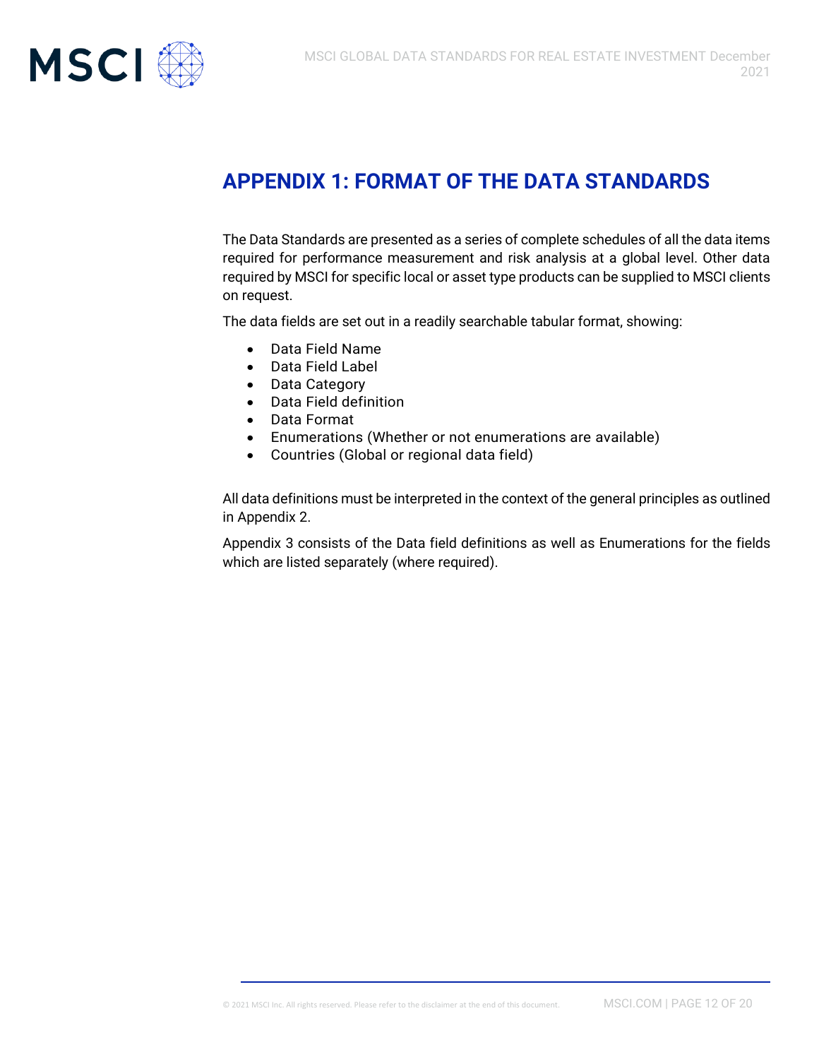## APPENDIX 1: FORMAT OF THE DATA STANDARDS

The Data Standards are presented as a series of complete schedules of all the data items required for performance measurement and risk analysis at a global level. Other data required by MSCI for specific local or asset type products can be supplied to MSCI clients on request.

The data fields are set out in a readily searchable tabular format, showing:

- Data Field Name
- Data Field Label
- Data Category
- Data Field definition
- Data Format
- Enumerations (Whether or not enumerations are available)
- Countries (Global or regional data field)

All data definitions must be interpreted in the context of the general principles as outlined in Appendix 2.

Appendix 3 consists of the Data field definitions as well as Enumerations for the fields which are listed separately (where required).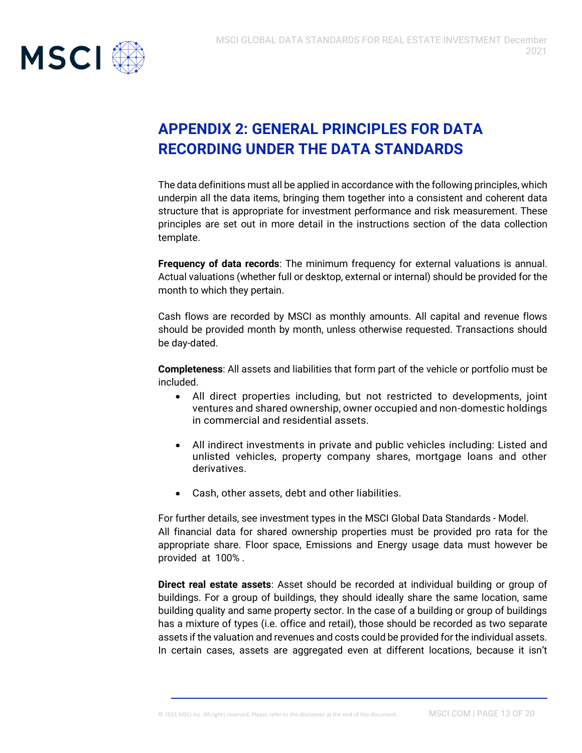# APPENDIX 2: GENERAL PRINCIPLES FOR DATA RECORDING UNDER THE DATA STANDARDS

The data definitions must all be applied in accordance with the following principles, which underpin all the data items, bringing them together into a consistent and coherent data structure that is appropriate for investment performance and risk measurement. These principles are set out in more detail in the instructions section of the data collection template.

**Frequency of data records**: The minimum frequency for external valuations is annual. Actual valuations (whether full or desktop, external or internal) should be provided for the month to which they pertain.

Cash flows are recorded by MSCI as monthly amounts. All capital and revenue flows should be provided month by month, unless otherwise requested. Transactions should be day-dated.

**Completeness**: All assets and liabilities that form part of the vehicle or portfolio must be included.

- All direct properties including, but not restricted to developments, joint ventures and shared ownership, owner occupied and non-domestic holdings in commercial and residential assets.
- All indirect investments in private and public vehicles including: Listed and unlisted vehicles, property company shares, mortgage loans and other derivatives.
- Cash, other assets, debt and other liabilities.

For further details, see investment types in the MSCI Global Data Standards - Model.
All financial data for shared ownership properties must be provided pro rata for the appropriate share. Floor space, Emissions and Energy usage data must however be provided at 100% .

**Direct real estate assets**: Asset should be recorded at individual building or group of buildings. For a group of buildings, they should ideally share the same location, same building quality and same property sector. In the case of a building or group of buildings has a mixture of types (i.e. office and retail), those should be recorded as two separate assets if the valuation and revenues and costs could be provided for the individual assets. In certain cases, assets are aggregated even at different locations, because it isn't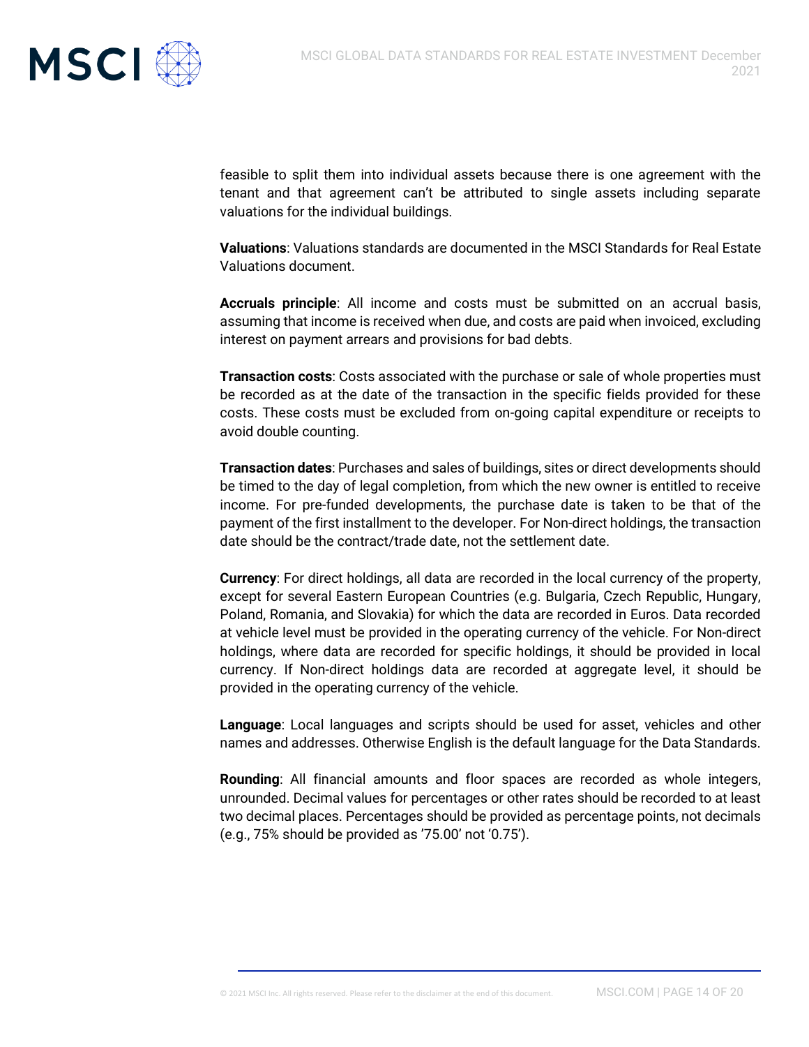feasible to split them into individual assets because there is one agreement with the tenant and that agreement can't be attributed to single assets including separate valuations for the individual buildings.

**Valuations**: Valuations standards are documented in the MSCI Standards for Real Estate Valuations document.

**Accruals principle**: All income and costs must be submitted on an accrual basis, assuming that income is received when due, and costs are paid when invoiced, excluding interest on payment arrears and provisions for bad debts.

**Transaction costs**: Costs associated with the purchase or sale of whole properties must be recorded as at the date of the transaction in the specific fields provided for these costs. These costs must be excluded from on-going capital expenditure or receipts to avoid double counting.

**Transaction dates**: Purchases and sales of buildings, sites or direct developments should be timed to the day of legal completion, from which the new owner is entitled to receive income. For pre-funded developments, the purchase date is taken to be that of the payment of the first installment to the developer. For Non-direct holdings, the transaction date should be the contract/trade date, not the settlement date.

**Currency**: For direct holdings, all data are recorded in the local currency of the property, except for several Eastern European Countries (e.g. Bulgaria, Czech Republic, Hungary, Poland, Romania, and Slovakia) for which the data are recorded in Euros. Data recorded at vehicle level must be provided in the operating currency of the vehicle. For Non-direct holdings, where data are recorded for specific holdings, it should be provided in local currency. If Non-direct holdings data are recorded at aggregate level, it should be provided in the operating currency of the vehicle.

**Language**: Local languages and scripts should be used for asset, vehicles and other names and addresses. Otherwise English is the default language for the Data Standards.

**Rounding**: All financial amounts and floor spaces are recorded as whole integers, unrounded. Decimal values for percentages or other rates should be recorded to at least two decimal places. Percentages should be provided as percentage points, not decimals (e.g., 75% should be provided as '75.00' not '0.75').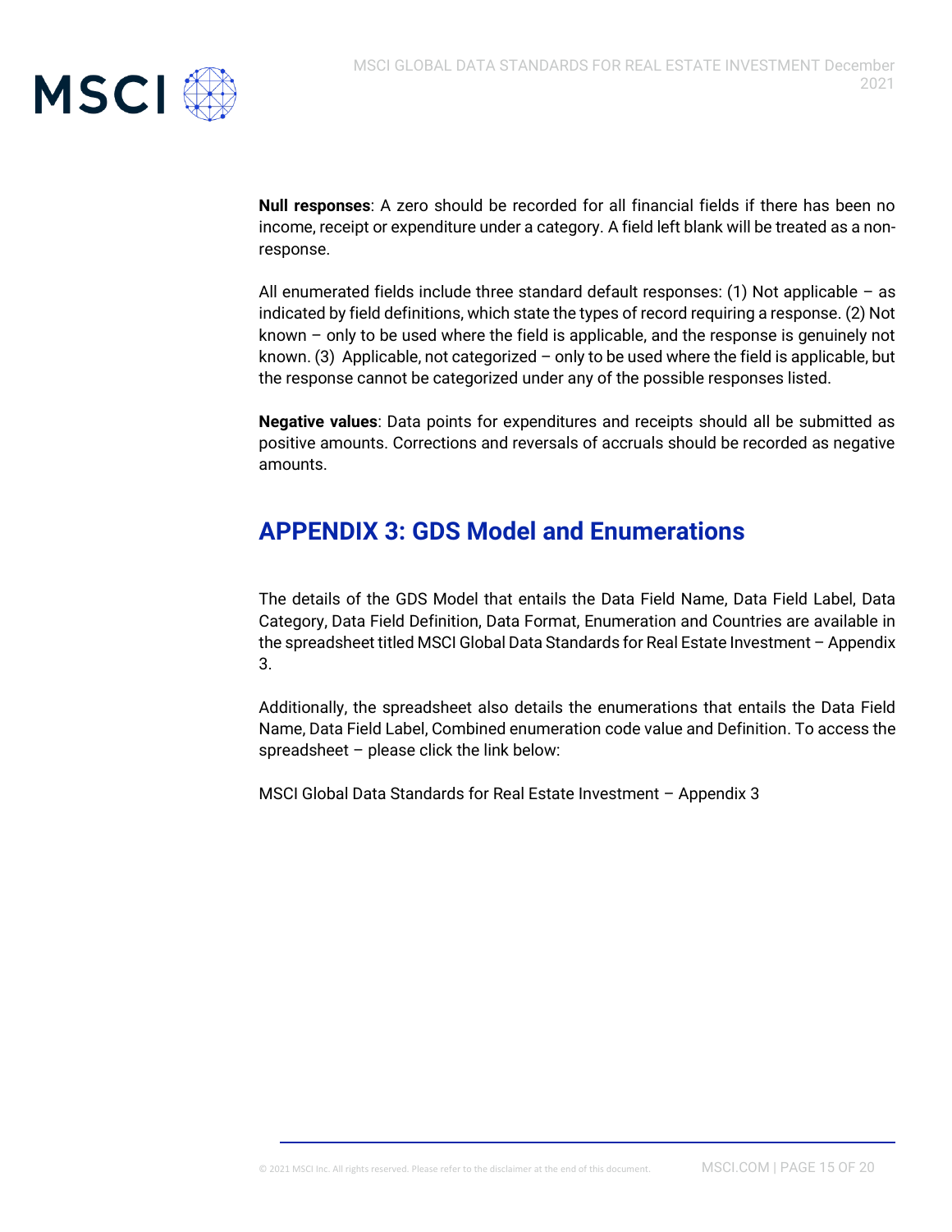**Null responses**: A zero should be recorded for all financial fields if there has been no income, receipt or expenditure under a category. A field left blank will be treated as a non-response.

All enumerated fields include three standard default responses: (1) Not applicable – as indicated by field definitions, which state the types of record requiring a response. (2) Not known – only to be used where the field is applicable, and the response is genuinely not known. (3) Applicable, not categorized – only to be used where the field is applicable, but the response cannot be categorized under any of the possible responses listed.

**Negative values**: Data points for expenditures and receipts should all be submitted as positive amounts. Corrections and reversals of accruals should be recorded as negative amounts.

## APPENDIX 3: GDS Model and Enumerations

The details of the GDS Model that entails the Data Field Name, Data Field Label, Data Category, Data Field Definition, Data Format, Enumeration and Countries are available in the spreadsheet titled MSCI Global Data Standards for Real Estate Investment – Appendix 3.

Additionally, the spreadsheet also details the enumerations that entails the Data Field Name, Data Field Label, Combined enumeration code value and Definition. To access the spreadsheet – please click the link below:

MSCI Global Data Standards for Real Estate Investment – Appendix 3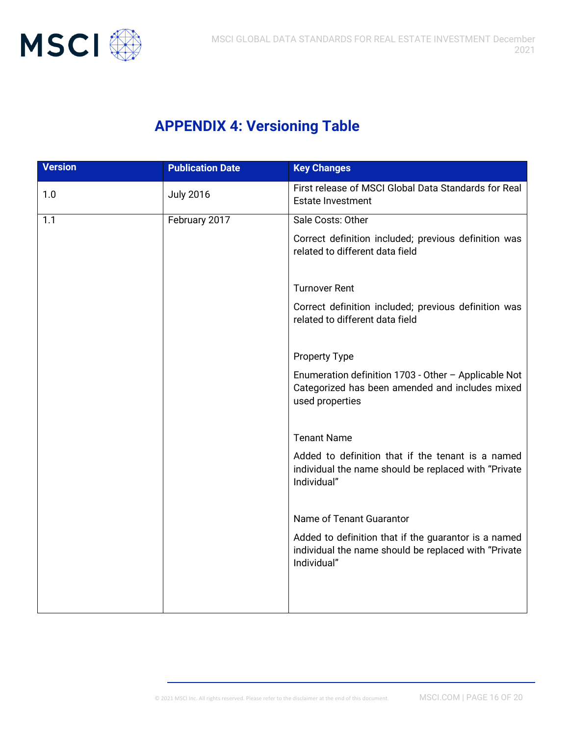# APPENDIX 4: Versioning Table

| Version | Publication Date | Key Changes |
|---|---|---|
| 1.0 | July 2016 | First release of MSCI Global Data Standards for Real Estate Investment |
| 1.1 | February 2017 | Sale Costs: Other<br><br>Correct definition included; previous definition was related to different data field<br><br>Turnover Rent<br><br>Correct definition included; previous definition was related to different data field<br><br>Property Type<br><br>Enumeration definition 1703 - Other – Applicable Not Categorized has been amended and includes mixed used properties<br><br>Tenant Name<br><br>Added to definition that if the tenant is a named individual the name should be replaced with "Private Individual"<br><br>Name of Tenant Guarantor<br><br>Added to definition that if the guarantor is a named individual the name should be replaced with "Private Individual" |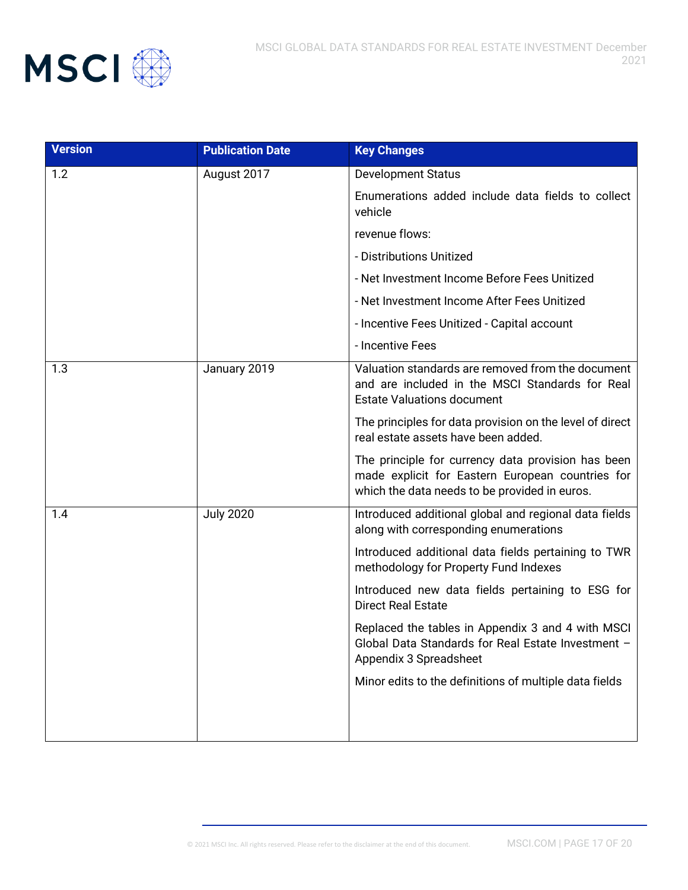| Version | Publication Date | Key Changes |
|---|---|---|
| 1.2 | August 2017 | Development Status<br><br>Enumerations added include data fields to collect vehicle<br><br>revenue flows:<br><br>- Distributions Unitized<br><br>- Net Investment Income Before Fees Unitized<br><br>- Net Investment Income After Fees Unitized<br><br>- Incentive Fees Unitized - Capital account<br><br>- Incentive Fees |
| 1.3 | January 2019 | Valuation standards are removed from the document and are included in the MSCI Standards for Real Estate Valuations document<br><br>The principles for data provision on the level of direct real estate assets have been added.<br><br>The principle for currency data provision has been made explicit for Eastern European countries for which the data needs to be provided in euros. |
| 1.4 | July 2020 | Introduced additional global and regional data fields along with corresponding enumerations<br><br>Introduced additional data fields pertaining to TWR methodology for Property Fund Indexes<br><br>Introduced new data fields pertaining to ESG for Direct Real Estate<br><br>Replaced the tables in Appendix 3 and 4 with MSCI Global Data Standards for Real Estate Investment – Appendix 3 Spreadsheet<br><br>Minor edits to the definitions of multiple data fields |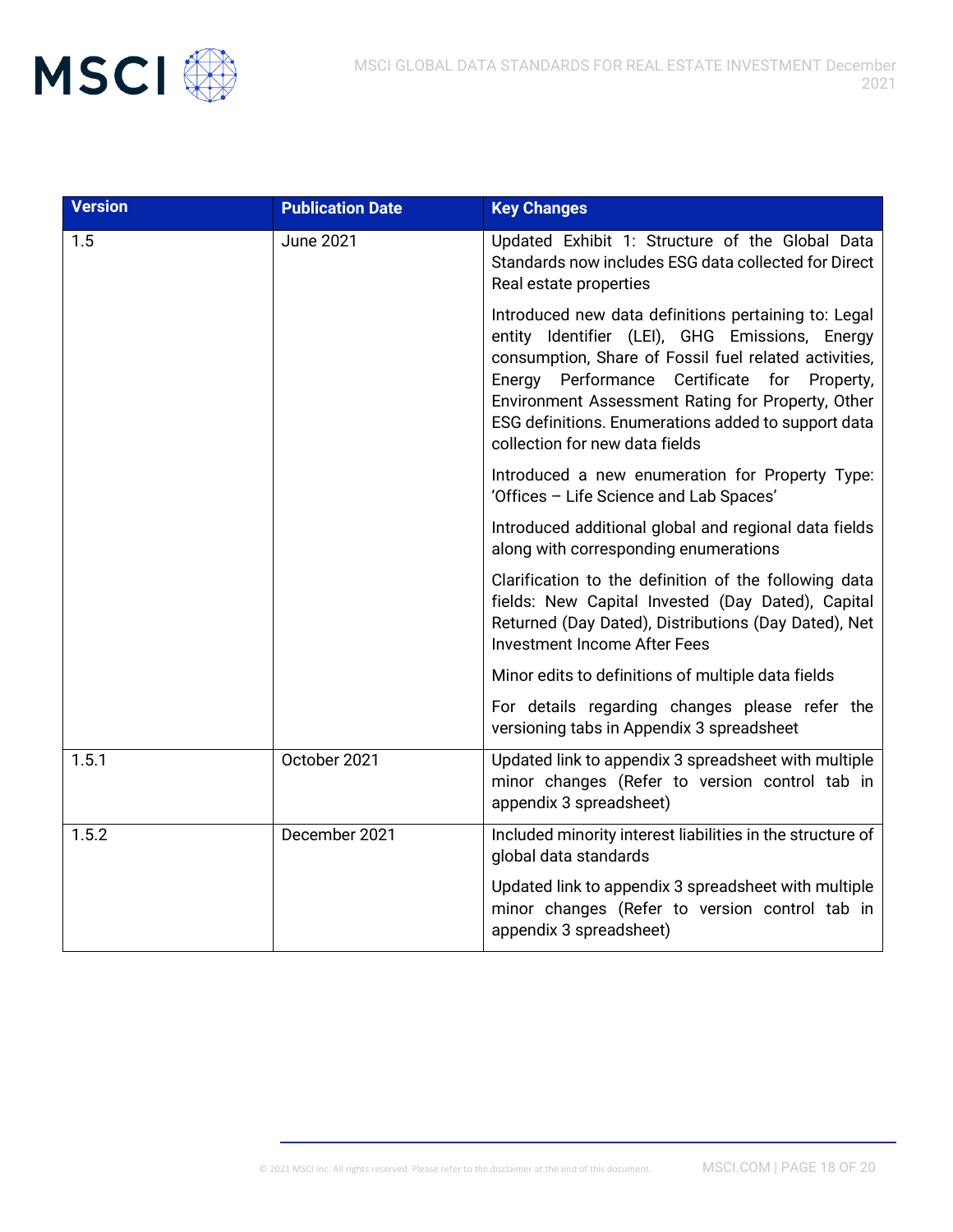| Version | Publication Date | Key Changes |
|---|---|---|
| 1.5 | June 2021 | Updated Exhibit 1: Structure of the Global Data Standards now includes ESG data collected for Direct Real estate properties |
| | | Introduced new data definitions pertaining to: Legal entity Identifier (LEI), GHG Emissions, Energy consumption, Share of Fossil fuel related activities, Energy Performance Certificate for Property, Environment Assessment Rating for Property, Other ESG definitions. Enumerations added to support data collection for new data fields |
| | | Introduced a new enumeration for Property Type: 'Offices – Life Science and Lab Spaces' |
| | | Introduced additional global and regional data fields along with corresponding enumerations |
| | | Clarification to the definition of the following data fields: New Capital Invested (Day Dated), Capital Returned (Day Dated), Distributions (Day Dated), Net Investment Income After Fees |
| | | Minor edits to definitions of multiple data fields |
| | | For details regarding changes please refer the versioning tabs in Appendix 3 spreadsheet |
| 1.5.1 | October 2021 | Updated link to appendix 3 spreadsheet with multiple minor changes (Refer to version control tab in appendix 3 spreadsheet) |
| 1.5.2 | December 2021 | Included minority interest liabilities in the structure of global data standards |
| | | Updated link to appendix 3 spreadsheet with multiple minor changes (Refer to version control tab in appendix 3 spreadsheet) |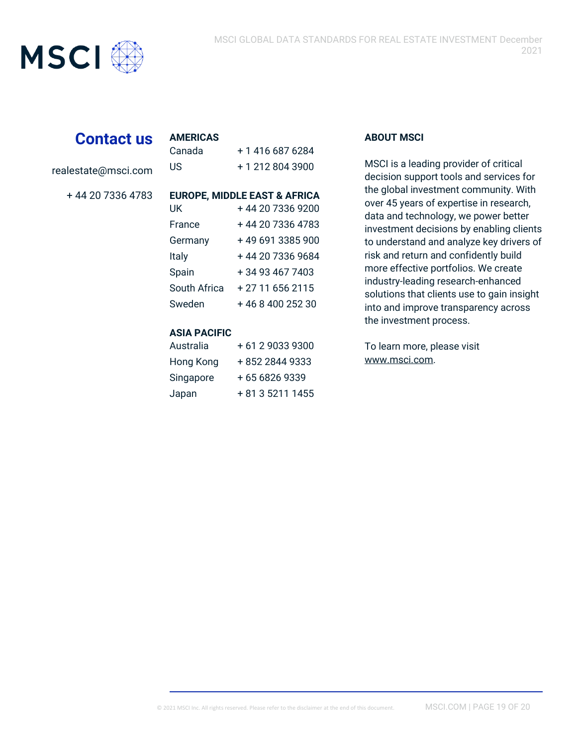## Contact us

realestate@msci.com

+ 44 20 7336 4783

**AMERICAS**

| | |
|---|---|
| Canada | + 1 416 687 6284 |
| US | + 1 212 804 3900 |

**EUROPE, MIDDLE EAST & AFRICA**

| | |
|---|---|
| UK | + 44 20 7336 9200 |
| France | + 44 20 7336 4783 |
| Germany | + 49 691 3385 900 |
| Italy | + 44 20 7336 9684 |
| Spain | + 34 93 467 7403 |
| South Africa | + 27 11 656 2115 |
| Sweden | + 46 8 400 252 30 |

**ASIA PACIFIC**

| | |
|---|---|
| Australia | + 61 2 9033 9300 |
| Hong Kong | + 852 2844 9333 |
| Singapore | + 65 6826 9339 |
| Japan | + 81 3 5211 1455 |

**ABOUT MSCI**

MSCI is a leading provider of critical decision support tools and services for the global investment community. With over 45 years of expertise in research, data and technology, we power better investment decisions by enabling clients to understand and analyze key drivers of risk and return and confidently build more effective portfolios. We create industry-leading research-enhanced solutions that clients use to gain insight into and improve transparency across the investment process.

To learn more, please visit www.msci.com.

© 2021 MSCI Inc. All rights reserved. Please refer to the disclaimer at the end of this document.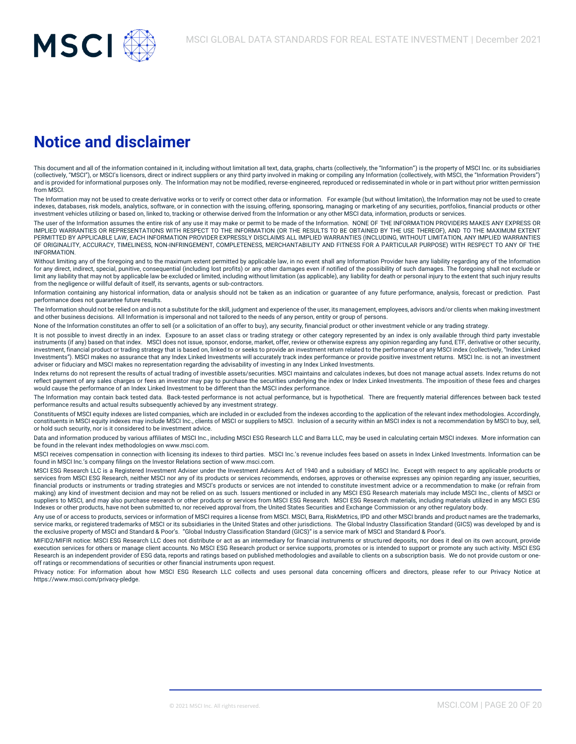# Notice and disclaimer

This document and all of the information contained in it, including without limitation all text, data, graphs, charts (collectively, the "Information") is the property of MSCI Inc. or its subsidiaries (collectively, "MSCI"), or MSCI's licensors, direct or indirect suppliers or any third party involved in making or compiling any Information (collectively, with MSCI, the "Information Providers") and is provided for informational purposes only. The Information may not be modified, reverse-engineered, reproduced or redisseminated in whole or in part without prior written permission from MSCI.

The Information may not be used to create derivative works or to verify or correct other data or information. For example (but without limitation), the Information may not be used to create indexes, databases, risk models, analytics, software, or in connection with the issuing, offering, sponsoring, managing or marketing of any securities, portfolios, financial products or other investment vehicles utilizing or based on, linked to, tracking or otherwise derived from the Information or any other MSCI data, information, products or services.

The user of the Information assumes the entire risk of any use it may make or permit to be made of the Information. NONE OF THE INFORMATION PROVIDERS MAKES ANY EXPRESS OR IMPLIED WARRANTIES OR REPRESENTATIONS WITH RESPECT TO THE INFORMATION (OR THE RESULTS TO BE OBTAINED BY THE USE THEREOF), AND TO THE MAXIMUM EXTENT PERMITTED BY APPLICABLE LAW, EACH INFORMATION PROVIDER EXPRESSLY DISCLAIMS ALL IMPLIED WARRANTIES (INCLUDING, WITHOUT LIMITATION, ANY IMPLIED WARRANTIES OF ORIGINALITY, ACCURACY, TIMELINESS, NON-INFRINGEMENT, COMPLETENESS, MERCHANTABILITY AND FITNESS FOR A PARTICULAR PURPOSE) WITH RESPECT TO ANY OF THE INFORMATION.

Without limiting any of the foregoing and to the maximum extent permitted by applicable law, in no event shall any Information Provider have any liability regarding any of the Information for any direct, indirect, special, punitive, consequential (including lost profits) or any other damages even if notified of the possibility of such damages. The foregoing shall not exclude or limit any liability that may not by applicable law be excluded or limited, including without limitation (as applicable), any liability for death or personal injury to the extent that such injury results from the negligence or willful default of itself, its servants, agents or sub-contractors.

Information containing any historical information, data or analysis should not be taken as an indication or guarantee of any future performance, analysis, forecast or prediction. Past performance does not guarantee future results.

The Information should not be relied on and is not a substitute for the skill, judgment and experience of the user, its management, employees, advisors and/or clients when making investment and other business decisions. All Information is impersonal and not tailored to the needs of any person, entity or group of persons.

None of the Information constitutes an offer to sell (or a solicitation of an offer to buy), any security, financial product or other investment vehicle or any trading strategy.

It is not possible to invest directly in an index. Exposure to an asset class or trading strategy or other category represented by an index is only available through third party investable instruments (if any) based on that index. MSCI does not issue, sponsor, endorse, market, offer, review or otherwise express any opinion regarding any fund, ETF, derivative or other security, investment, financial product or trading strategy that is based on, linked to or seeks to provide an investment return related to the performance of any MSCI index (collectively, "Index Linked Investments"). MSCI makes no assurance that any Index Linked Investments will accurately track index performance or provide positive investment returns. MSCI Inc. is not an investment adviser or fiduciary and MSCI makes no representation regarding the advisability of investing in any Index Linked Investments.

Index returns do not represent the results of actual trading of investible assets/securities. MSCI maintains and calculates indexes, but does not manage actual assets. Index returns do not reflect payment of any sales charges or fees an investor may pay to purchase the securities underlying the index or Index Linked Investments. The imposition of these fees and charges would cause the performance of an Index Linked Investment to be different than the MSCI index performance.

The Information may contain back tested data. Back-tested performance is not actual performance, but is hypothetical. There are frequently material differences between back tested performance results and actual results subsequently achieved by any investment strategy.

Constituents of MSCI equity indexes are listed companies, which are included in or excluded from the indexes according to the application of the relevant index methodologies. Accordingly, constituents in MSCI equity indexes may include MSCI Inc., clients of MSCI or suppliers to MSCI. Inclusion of a security within an MSCI index is not a recommendation by MSCI to buy, sell, or hold such security, nor is it considered to be investment advice.

Data and information produced by various affiliates of MSCI Inc., including MSCI ESG Research LLC and Barra LLC, may be used in calculating certain MSCI indexes. More information can be found in the relevant index methodologies on www.msci.com.

MSCI receives compensation in connection with licensing its indexes to third parties. MSCI Inc.'s revenue includes fees based on assets in Index Linked Investments. Information can be found in MSCI Inc.'s company filings on the Investor Relations section of www.msci.com.

MSCI ESG Research LLC is a Registered Investment Adviser under the Investment Advisers Act of 1940 and a subsidiary of MSCI Inc. Except with respect to any applicable products or services from MSCI ESG Research, neither MSCI nor any of its products or services recommends, endorses, approves or otherwise expresses any opinion regarding any issuer, securities, financial products or instruments or trading strategies and MSCI's products or services are not intended to constitute investment advice or a recommendation to make (or refrain from making) any kind of investment decision and may not be relied on as such. Issuers mentioned or included in any MSCI ESG Research materials may include MSCI Inc., clients of MSCI or suppliers to MSCI, and may also purchase research or other products or services from MSCI ESG Research. MSCI ESG Research materials, including materials utilized in any MSCI ESG Indexes or other products, have not been submitted to, nor received approval from, the United States Securities and Exchange Commission or any other regulatory body.

Any use of or access to products, services or information of MSCI requires a license from MSCI. MSCI, Barra, RiskMetrics, IPD and other MSCI brands and product names are the trademarks, service marks, or registered trademarks of MSCI or its subsidiaries in the United States and other jurisdictions. The Global Industry Classification Standard (GICS) was developed by and is the exclusive property of MSCI and Standard & Poor's. "Global Industry Classification Standard (GICS)" is a service mark of MSCI and Standard & Poor's.

MIFID2/MIFIR notice: MSCI ESG Research LLC does not distribute or act as an intermediary for financial instruments or structured deposits, nor does it deal on its own account, provide execution services for others or manage client accounts. No MSCI ESG Research product or service supports, promotes or is intended to support or promote any such activity. MSCI ESG Research is an independent provider of ESG data, reports and ratings based on published methodologies and available to clients on a subscription basis. We do not provide custom or one-off ratings or recommendations of securities or other financial instruments upon request.

Privacy notice: For information about how MSCI ESG Research LLC collects and uses personal data concerning officers and directors, please refer to our Privacy Notice at https://www.msci.com/privacy-pledge.